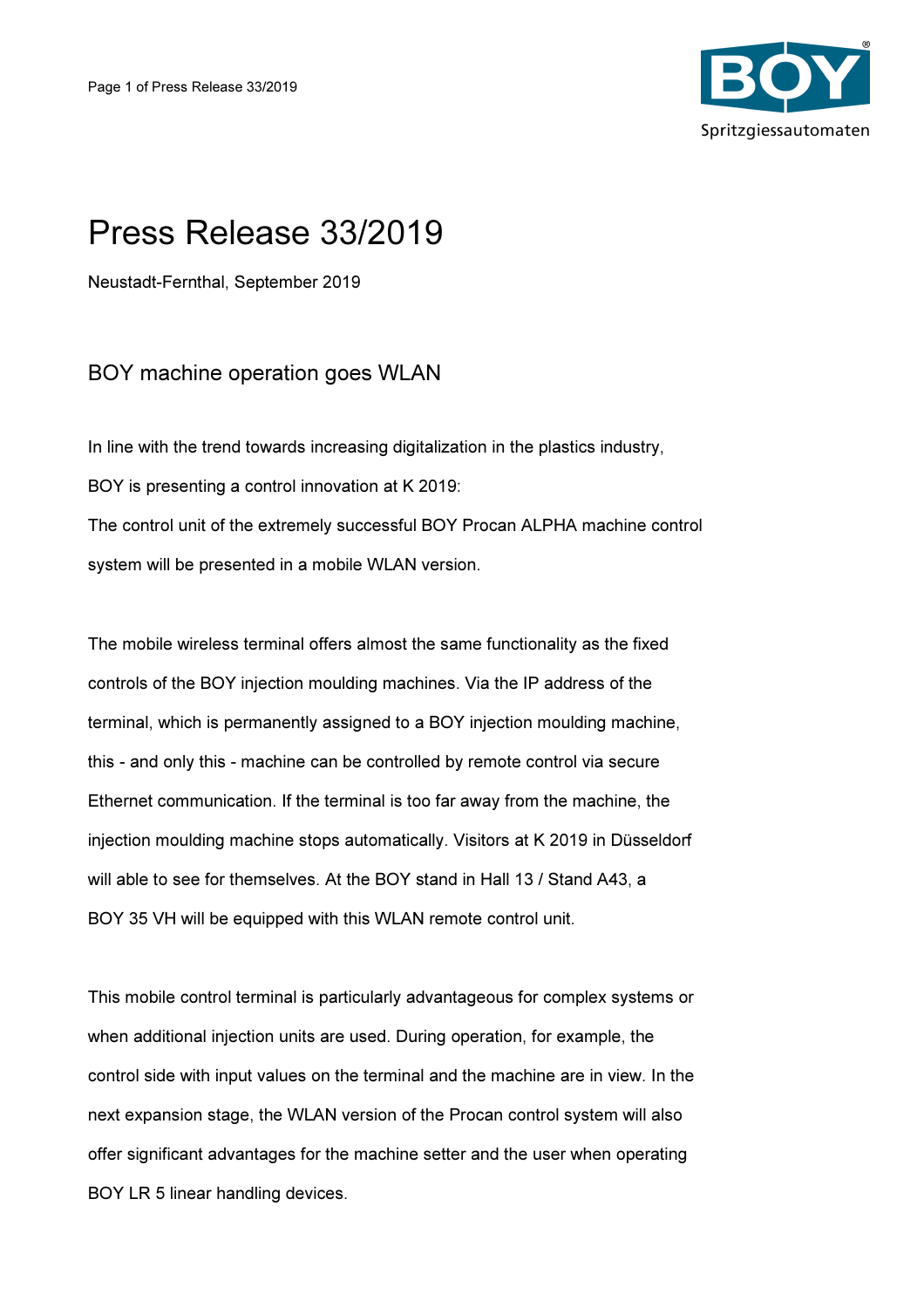# Press Release 33/2019

Neustadt-Fernthal, September 2019

## BOY machine operation goes WLAN

In line with the trend towards increasing digitalization in the plastics industry, BOY is presenting a control innovation at K 2019:
The control unit of the extremely successful BOY Procan ALPHA machine control system will be presented in a mobile WLAN version.

The mobile wireless terminal offers almost the same functionality as the fixed controls of the BOY injection moulding machines. Via the IP address of the terminal, which is permanently assigned to a BOY injection moulding machine, this - and only this - machine can be controlled by remote control via secure Ethernet communication. If the terminal is too far away from the machine, the injection moulding machine stops automatically. Visitors at K 2019 in Düsseldorf will able to see for themselves. At the BOY stand in Hall 13 / Stand A43, a BOY 35 VH will be equipped with this WLAN remote control unit.

This mobile control terminal is particularly advantageous for complex systems or when additional injection units are used. During operation, for example, the control side with input values on the terminal and the machine are in view. In the next expansion stage, the WLAN version of the Procan control system will also offer significant advantages for the machine setter and the user when operating BOY LR 5 linear handling devices.